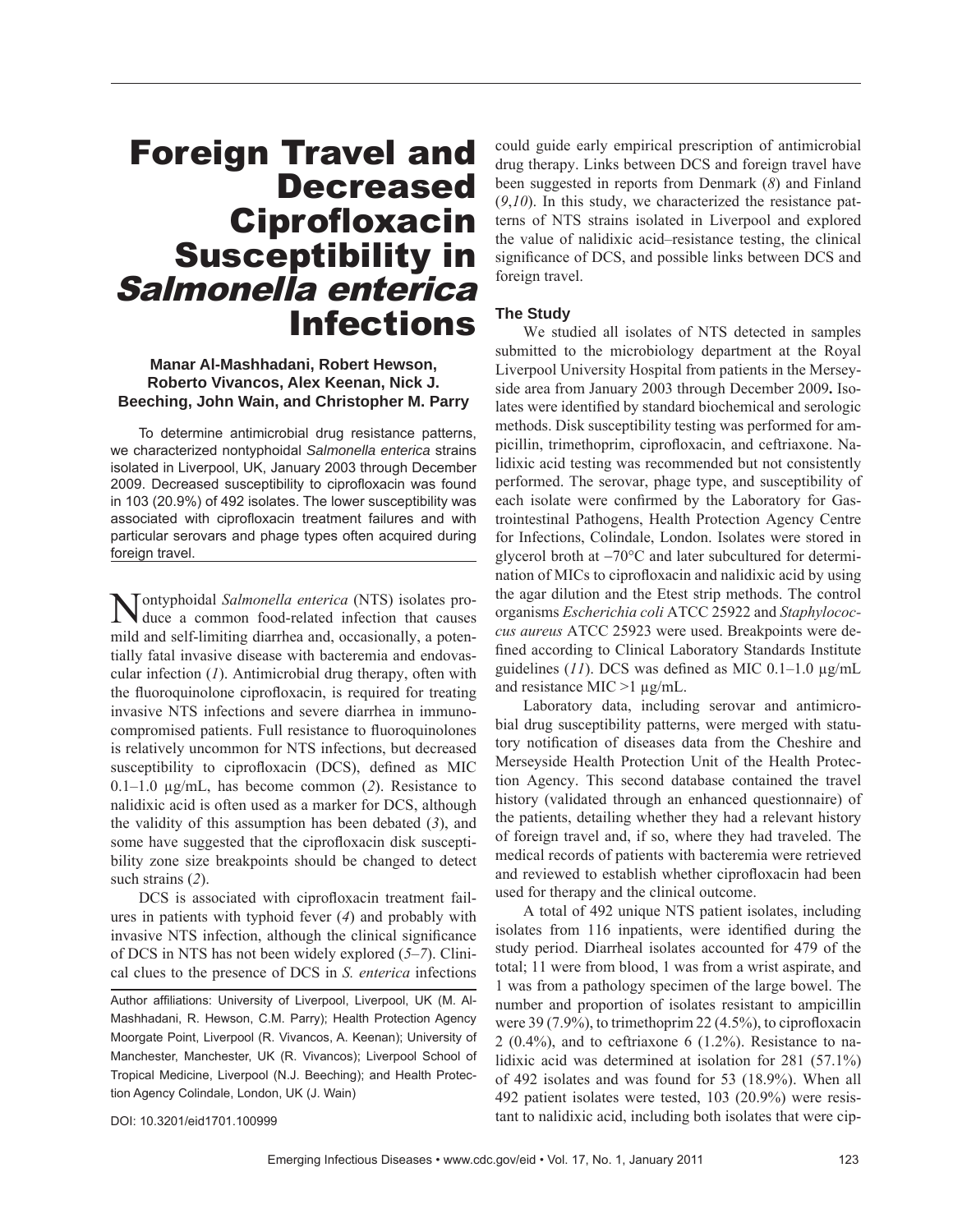# Foreign Travel and Decreased Ciprofloxacin Susceptibility in *Salmonella enterica* Infections

**Manar Al-Mashhadani, Robert Hewson, Roberto Vivancos, Alex Keenan, Nick J. Beeching, John Wain, and Christopher M. Parry**

To determine antimicrobial drug resistance patterns, we characterized nontyphoidal *Salmonella enterica* strains isolated in Liverpool, UK, January 2003 through December 2009. Decreased susceptibility to ciprofloxacin was found in 103 (20.9%) of 492 isolates. The lower susceptibility was associated with ciprofloxacin treatment failures and with particular serovars and phage types often acquired during foreign travel.

Nontyphoidal *Salmonella enterica* (NTS) isolates produce a common food-related infection that causes mild and self-limiting diarrhea and, occasionally, a potentially fatal invasive disease with bacteremia and endovascular infection (*1*). Antimicrobial drug therapy, often with the fluoroquinolone ciprofloxacin, is required for treating invasive NTS infections and severe diarrhea in immunocompromised patients. Full resistance to fluoroquinolones is relatively uncommon for NTS infections, but decreased susceptibility to ciprofloxacin (DCS), defined as MIC 0.1–1.0 µg/mL, has become common (*2*). Resistance to nalidixic acid is often used as a marker for DCS, although the validity of this assumption has been debated (*3*), and some have suggested that the ciprofloxacin disk susceptibility zone size breakpoints should be changed to detect such strains (*2*).

DCS is associated with ciprofloxacin treatment failures in patients with typhoid fever (*4*) and probably with invasive NTS infection, although the clinical significance of DCS in NTS has not been widely explored (*5*–*7*). Clinical clues to the presence of DCS in *S. enterica* infections could guide early empirical prescription of antimicrobial drug therapy. Links between DCS and foreign travel have been suggested in reports from Denmark (*8*) and Finland (*9*,*10*). In this study, we characterized the resistance patterns of NTS strains isolated in Liverpool and explored the value of nalidixic acid–resistance testing, the clinical significance of DCS, and possible links between DCS and foreign travel.

Author affiliations: University of Liverpool, Liverpool, UK (M. Al-Mashhadani, R. Hewson, C.M. Parry); Health Protection Agency Moorgate Point, Liverpool (R. Vivancos, A. Keenan); University of Manchester, Manchester, UK (R. Vivancos); Liverpool School of Tropical Medicine, Liverpool (N.J. Beeching); and Health Protection Agency Colindale, London, UK (J. Wain)

DOI: 10.3201/eid1701.100999

## The Study

We studied all isolates of NTS detected in samples submitted to the microbiology department at the Royal Liverpool University Hospital from patients in the Merseyside area from January 2003 through December 2009. Isolates were identified by standard biochemical and serologic methods. Disk susceptibility testing was performed for ampicillin, trimethoprim, ciprofloxacin, and ceftriaxone. Nalidixic acid testing was recommended but not consistently performed. The serovar, phage type, and susceptibility of each isolate were confirmed by the Laboratory for Gastrointestinal Pathogens, Health Protection Agency Centre for Infections, Colindale, London. Isolates were stored in glycerol broth at −70°C and later subcultured for determination of MICs to ciprofloxacin and nalidixic acid by using the agar dilution and the Etest strip methods. The control organisms *Escherichia coli* ATCC 25922 and *Staphylococcus aureus* ATCC 25923 were used. Breakpoints were defined according to Clinical Laboratory Standards Institute guidelines (*11*). DCS was defined as MIC 0.1–1.0 µg/mL and resistance MIC >1 µg/mL.

Laboratory data, including serovar and antimicrobial drug susceptibility patterns, were merged with statutory notification of diseases data from the Cheshire and Merseyside Health Protection Unit of the Health Protection Agency. This second database contained the travel history (validated through an enhanced questionnaire) of the patients, detailing whether they had a relevant history of foreign travel and, if so, where they had traveled. The medical records of patients with bacteremia were retrieved and reviewed to establish whether ciprofloxacin had been used for therapy and the clinical outcome.

A total of 492 unique NTS patient isolates, including isolates from 116 inpatients, were identified during the study period. Diarrheal isolates accounted for 479 of the total; 11 were from blood, 1 was from a wrist aspirate, and 1 was from a pathology specimen of the large bowel. The number and proportion of isolates resistant to ampicillin were 39 (7.9%), to trimethoprim 22 (4.5%), to ciprofloxacin 2 (0.4%), and to ceftriaxone 6 (1.2%). Resistance to nalidixic acid was determined at isolation for 281 (57.1%) of 492 isolates and was found for 53 (18.9%). When all 492 patient isolates were tested, 103 (20.9%) were resistant to nalidixic acid, including both isolates that were cip-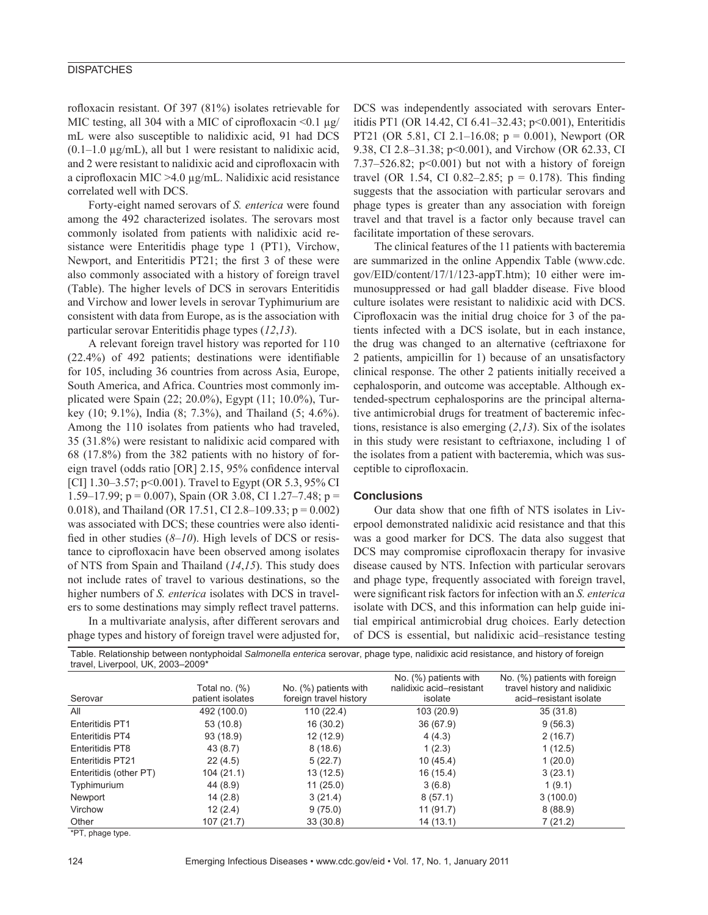rofloxacin resistant. Of 397 (81%) isolates retrievable for MIC testing, all 304 with a MIC of ciprofloxacin <0.1 µg/mL were also susceptible to nalidixic acid, 91 had DCS (0.1–1.0 µg/mL), all but 1 were resistant to nalidixic acid, and 2 were resistant to nalidixic acid and ciprofloxacin with a ciprofloxacin MIC >4.0 µg/mL. Nalidixic acid resistance correlated well with DCS.

Forty-eight named serovars of *S. enterica* were found among the 492 characterized isolates. The serovars most commonly isolated from patients with nalidixic acid resistance were Enteritidis phage type 1 (PT1), Virchow, Newport, and Enteritidis PT21; the first 3 of these were also commonly associated with a history of foreign travel (Table). The higher levels of DCS in serovars Enteritidis and Virchow and lower levels in serovar Typhimurium are consistent with data from Europe, as is the association with particular serovar Enteritidis phage types (*12*,*13*).

A relevant foreign travel history was reported for 110 (22.4%) of 492 patients; destinations were identifiable for 105, including 36 countries from across Asia, Europe, South America, and Africa. Countries most commonly implicated were Spain (22; 20.0%), Egypt (11; 10.0%), Turkey (10; 9.1%), India (8; 7.3%), and Thailand (5; 4.6%). Among the 110 isolates from patients who had traveled, 35 (31.8%) were resistant to nalidixic acid compared with 68 (17.8%) from the 382 patients with no history of foreign travel (odds ratio [OR] 2.15, 95% confidence interval [CI] 1.30–3.57; p<0.001). Travel to Egypt (OR 5.3, 95% CI 1.59–17.99; p = 0.007), Spain (OR 3.08, CI 1.27–7.48; p = 0.018), and Thailand (OR 17.51, CI 2.8–109.33; p = 0.002) was associated with DCS; these countries were also identified in other studies (*8*–*10*). High levels of DCS or resistance to ciprofloxacin have been observed among isolates of NTS from Spain and Thailand (*14*,*15*). This study does not include rates of travel to various destinations, so the higher numbers of *S. enterica* isolates with DCS in travelers to some destinations may simply reflect travel patterns.

In a multivariate analysis, after different serovars and phage types and history of foreign travel were adjusted for, DCS was independently associated with serovars Enteritidis PT1 (OR 14.42, CI 6.41–32.43; p<0.001), Enteritidis PT21 (OR 5.81, CI 2.1–16.08; p = 0.001), Newport (OR 9.38, CI 2.8–31.38; p<0.001), and Virchow (OR 62.33, CI 7.37–526.82; p<0.001) but not with a history of foreign travel (OR 1.54, CI 0.82–2.85; p = 0.178). This finding suggests that the association with particular serovars and phage types is greater than any association with foreign travel and that travel is a factor only because travel can facilitate importation of these serovars.

The clinical features of the 11 patients with bacteremia are summarized in the online Appendix Table (www.cdc.gov/EID/content/17/1/123-appT.htm); 10 either were immunosuppressed or had gall bladder disease. Five blood culture isolates were resistant to nalidixic acid with DCS. Ciprofloxacin was the initial drug choice for 3 of the patients infected with a DCS isolate, but in each instance, the drug was changed to an alternative (ceftriaxone for 2 patients, ampicillin for 1) because of an unsatisfactory clinical response. The other 2 patients initially received a cephalosporin, and outcome was acceptable. Although extended-spectrum cephalosporins are the principal alternative antimicrobial drugs for treatment of bacteremic infections, resistance is also emerging (*2*,*13*). Six of the isolates in this study were resistant to ceftriaxone, including 1 of the isolates from a patient with bacteremia, which was susceptible to ciprofloxacin.

## Conclusions

Our data show that one fifth of NTS isolates in Liverpool demonstrated nalidixic acid resistance and that this was a good marker for DCS. The data also suggest that DCS may compromise ciprofloxacin therapy for invasive disease caused by NTS. Infection with particular serovars and phage type, frequently associated with foreign travel, were significant risk factors for infection with an *S. enterica* isolate with DCS, and this information can help guide initial empirical antimicrobial drug choices. Early detection of DCS is essential, but nalidixic acid–resistance testing

Table. Relationship between nontyphoidal *Salmonella enterica* serovar, phage type, nalidixic acid resistance, and history of foreign travel, Liverpool, UK, 2003–2009*

| Serovar | Total no. (%) patient isolates | No. (%) patients with foreign travel history | No. (%) patients with nalidixic acid–resistant isolate | No. (%) patients with foreign travel history and nalidixic acid–resistant isolate |
|---|---|---|---|---|
| All | 492 (100.0) | 110 (22.4) | 103 (20.9) | 35 (31.8) |
| Enteritidis PT1 | 53 (10.8) | 16 (30.2) | 36 (67.9) | 9 (56.3) |
| Enteritidis PT4 | 93 (18.9) | 12 (12.9) | 4 (4.3) | 2 (16.7) |
| Enteritidis PT8 | 43 (8.7) | 8 (18.6) | 1 (2.3) | 1 (12.5) |
| Enteritidis PT21 | 22 (4.5) | 5 (22.7) | 10 (45.4) | 1 (20.0) |
| Enteritidis (other PT) | 104 (21.1) | 13 (12.5) | 16 (15.4) | 3 (23.1) |
| Typhimurium | 44 (8.9) | 11 (25.0) | 3 (6.8) | 1 (9.1) |
| Newport | 14 (2.8) | 3 (21.4) | 8 (57.1) | 3 (100.0) |
| Virchow | 12 (2.4) | 9 (75.0) | 11 (91.7) | 8 (88.9) |
| Other | 107 (21.7) | 33 (30.8) | 14 (13.1) | 7 (21.2) |

*PT, phage type.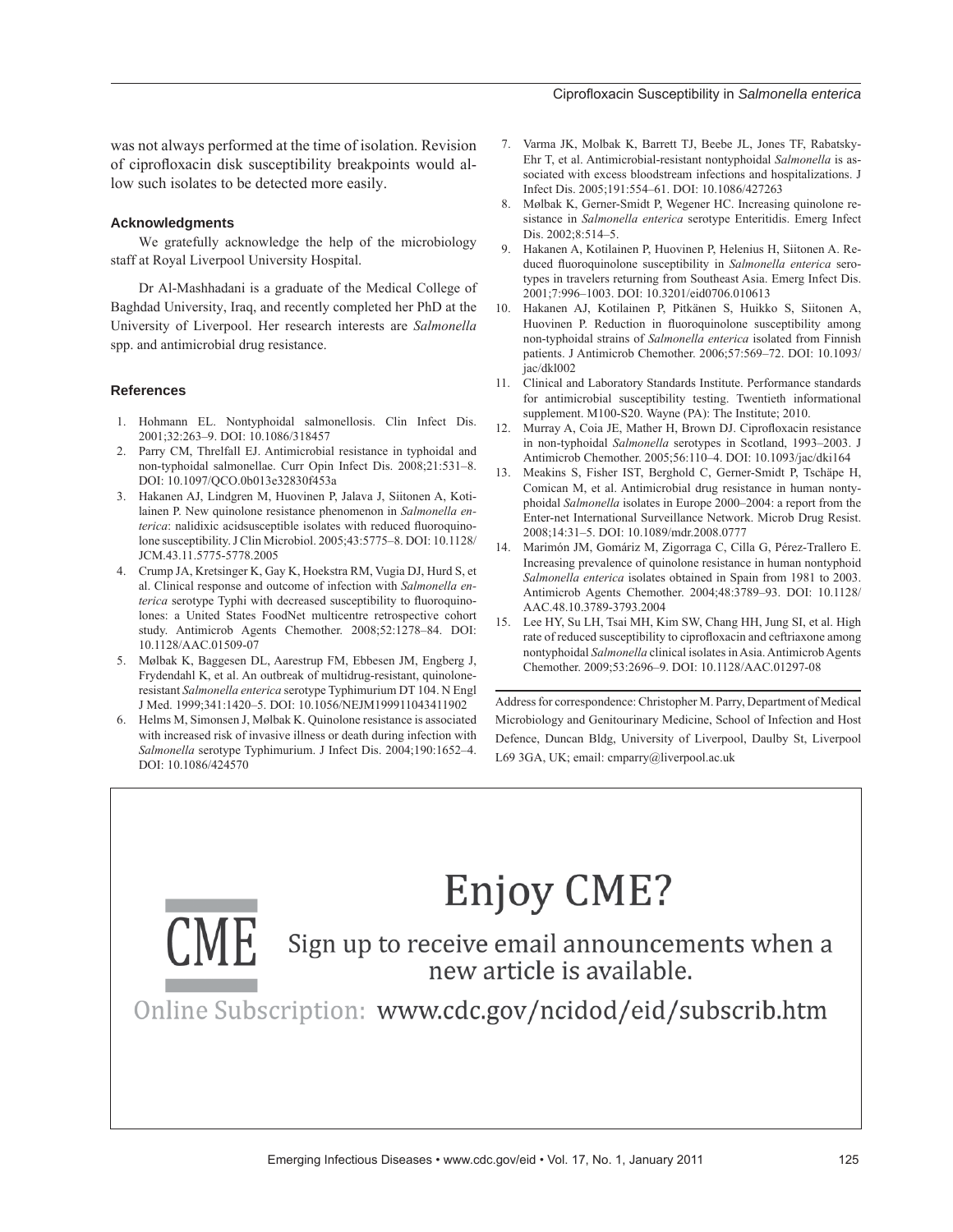was not always performed at the time of isolation. Revision of ciprofloxacin disk susceptibility breakpoints would allow such isolates to be detected more easily.

### Acknowledgments

We gratefully acknowledge the help of the microbiology staff at Royal Liverpool University Hospital.

Dr Al-Mashhadani is a graduate of the Medical College of Baghdad University, Iraq, and recently completed her PhD at the University of Liverpool. Her research interests are *Salmonella* spp. and antimicrobial drug resistance.

### References

1. Hohmann EL. Nontyphoidal salmonellosis. Clin Infect Dis. 2001;32:263–9. DOI: 10.1086/318457
2. Parry CM, Threlfall EJ. Antimicrobial resistance in typhoidal and non-typhoidal salmonellae. Curr Opin Infect Dis. 2008;21:531–8. DOI: 10.1097/QCO.0b013e32830f453a
3. Hakanen AJ, Lindgren M, Huovinen P, Jalava J, Siitonen A, Kotilainen P. New quinolone resistance phenomenon in *Salmonella enterica*: nalidixic acidsusceptible isolates with reduced fluoroquinolone susceptibility. J Clin Microbiol. 2005;43:5775–8. DOI: 10.1128/JCM.43.11.5775-5778.2005
4. Crump JA, Kretsinger K, Gay K, Hoekstra RM, Vugia DJ, Hurd S, et al. Clinical response and outcome of infection with *Salmonella enterica* serotype Typhi with decreased susceptibility to fluoroquinolones: a United States FoodNet multicentre retrospective cohort study. Antimicrob Agents Chemother. 2008;52:1278–84. DOI: 10.1128/AAC.01509-07
5. Mølbak K, Baggesen DL, Aarestrup FM, Ebbesen JM, Engberg J, Frydendahl K, et al. An outbreak of multidrug-resistant, quinolone-resistant *Salmonella enterica* serotype Typhimurium DT 104. N Engl J Med. 1999;341:1420–5. DOI: 10.1056/NEJM199911043411902
6. Helms M, Simonsen J, Mølbak K. Quinolone resistance is associated with increased risk of invasive illness or death during infection with *Salmonella* serotype Typhimurium. J Infect Dis. 2004;190:1652–4. DOI: 10.1086/424570
7. Varma JK, Molbak K, Barrett TJ, Beebe JL, Jones TF, Rabatsky-Ehr T, et al. Antimicrobial-resistant nontyphoidal *Salmonella* is associated with excess bloodstream infections and hospitalizations. J Infect Dis. 2005;191:554–61. DOI: 10.1086/427263
8. Mølbak K, Gerner-Smidt P, Wegener HC. Increasing quinolone resistance in *Salmonella enterica* serotype Enteritidis. Emerg Infect Dis. 2002;8:514–5.
9. Hakanen A, Kotilainen P, Huovinen P, Helenius H, Siitonen A. Reduced fluoroquinolone susceptibility in *Salmonella enterica* serotypes in travelers returning from Southeast Asia. Emerg Infect Dis. 2001;7:996–1003. DOI: 10.3201/eid0706.010613
10. Hakanen AJ, Kotilainen P, Pitkänen S, Huikko S, Siitonen A, Huovinen P. Reduction in fluoroquinolone susceptibility among non-typhoidal strains of *Salmonella enterica* isolated from Finnish patients. J Antimicrob Chemother. 2006;57:569–72. DOI: 10.1093/jac/dkl002
11. Clinical and Laboratory Standards Institute. Performance standards for antimicrobial susceptibility testing. Twentieth informational supplement. M100-S20. Wayne (PA): The Institute; 2010.
12. Murray A, Coia JE, Mather H, Brown DJ. Ciprofloxacin resistance in non-typhoidal *Salmonella* serotypes in Scotland, 1993–2003. J Antimicrob Chemother. 2005;56:110–4. DOI: 10.1093/jac/dki164
13. Meakins S, Fisher IST, Berghold C, Gerner-Smidt P, Tschäpe H, Comican M, et al. Antimicrobial drug resistance in human nontyphoidal *Salmonella* isolates in Europe 2000–2004: a report from the Enter-net International Surveillance Network. Microb Drug Resist. 2008;14:31–5. DOI: 10.1089/mdr.2008.0777
14. Marimón JM, Gomáriz M, Zigorraga C, Cilla G, Pérez-Trallero E. Increasing prevalence of quinolone resistance in human nontyphoid *Salmonella enterica* isolates obtained in Spain from 1981 to 2003. Antimicrob Agents Chemother. 2004;48:3789–93. DOI: 10.1128/AAC.48.10.3789-3793.2004
15. Lee HY, Su LH, Tsai MH, Kim SW, Chang HH, Jung SI, et al. High rate of reduced susceptibility to ciprofloxacin and ceftriaxone among nontyphoidal *Salmonella* clinical isolates in Asia. Antimicrob Agents Chemother. 2009;53:2696–9. DOI: 10.1128/AAC.01297-08

Address for correspondence: Christopher M. Parry, Department of Medical Microbiology and Genitourinary Medicine, School of Infection and Host Defence, Duncan Bldg, University of Liverpool, Daulby St, Liverpool L69 3GA, UK; email: cmparry@liverpool.ac.uk

Enjoy CME?

CME

Sign up to receive email announcements when a new article is available.

Online Subscription: www.cdc.gov/ncidod/eid/subscrib.htm